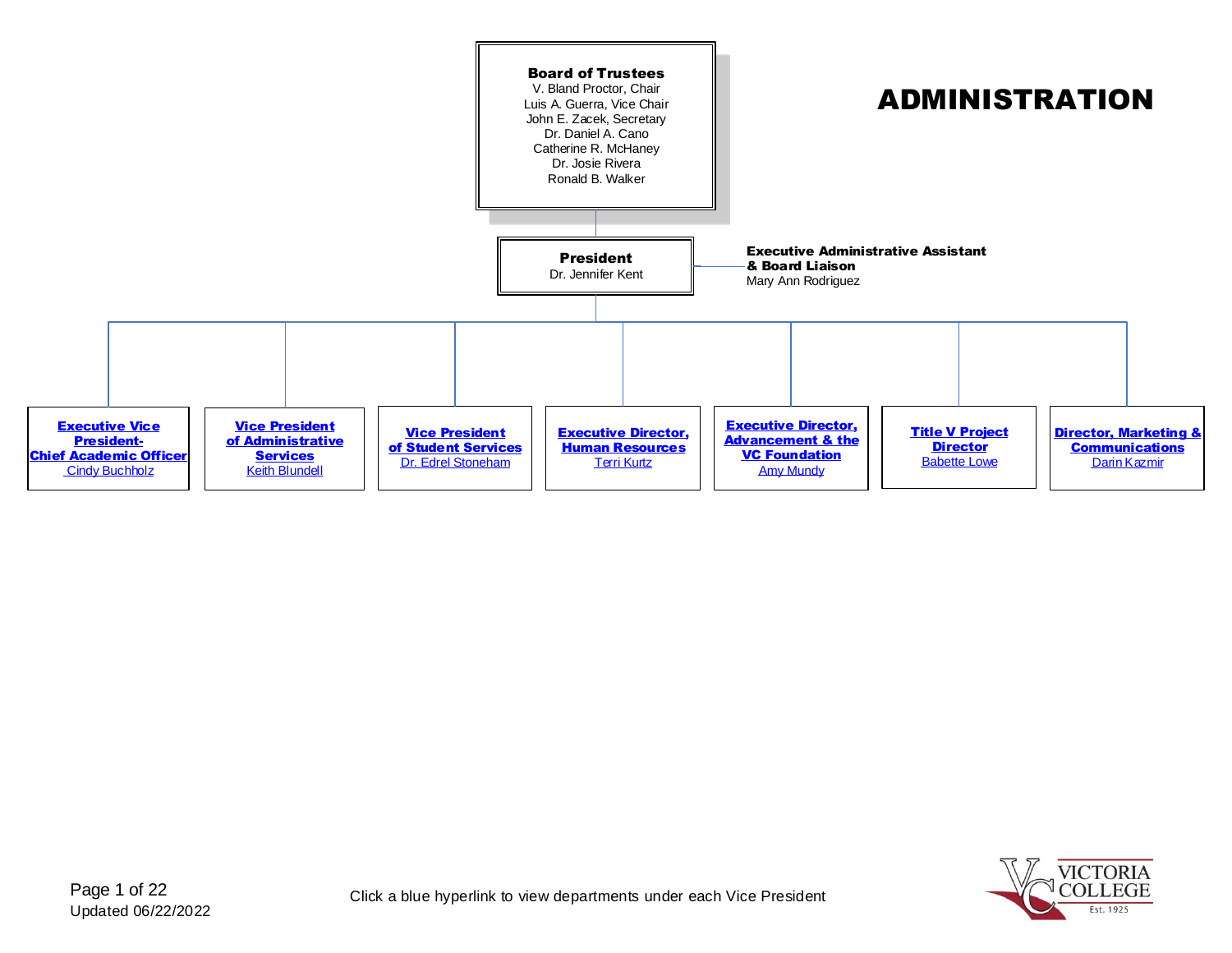# ADMINISTRATION

**Board of Trustees**
V. Bland Proctor, Chair
Luis A. Guerra, Vice Chair
John E. Zacek, Secretary
Dr. Daniel A. Cano
Catherine R. McHaney
Dr. Josie Rivera
Ronald B. Walker

**President**
Dr. Jennifer Kent

**Executive Administrative Assistant & Board Liaison**
Mary Ann Rodriguez

- **Executive Vice President-Chief Academic Officer** – Cindy Buchholz
- **Vice President of Administrative Services** – Keith Blundell
- **Vice President of Student Services** – Dr. Edrel Stoneham
- **Executive Director, Human Resources** – Terri Kurtz
- **Executive Director, Advancement & the VC Foundation** – Amy Mundy
- **Title V Project Director** – Babette Lowe
- **Director, Marketing & Communications** – Darin Kazmir

Updated 06/22/2022

Click a blue hyperlink to view departments under each Vice President

VICTORIA COLLEGE Est. 1925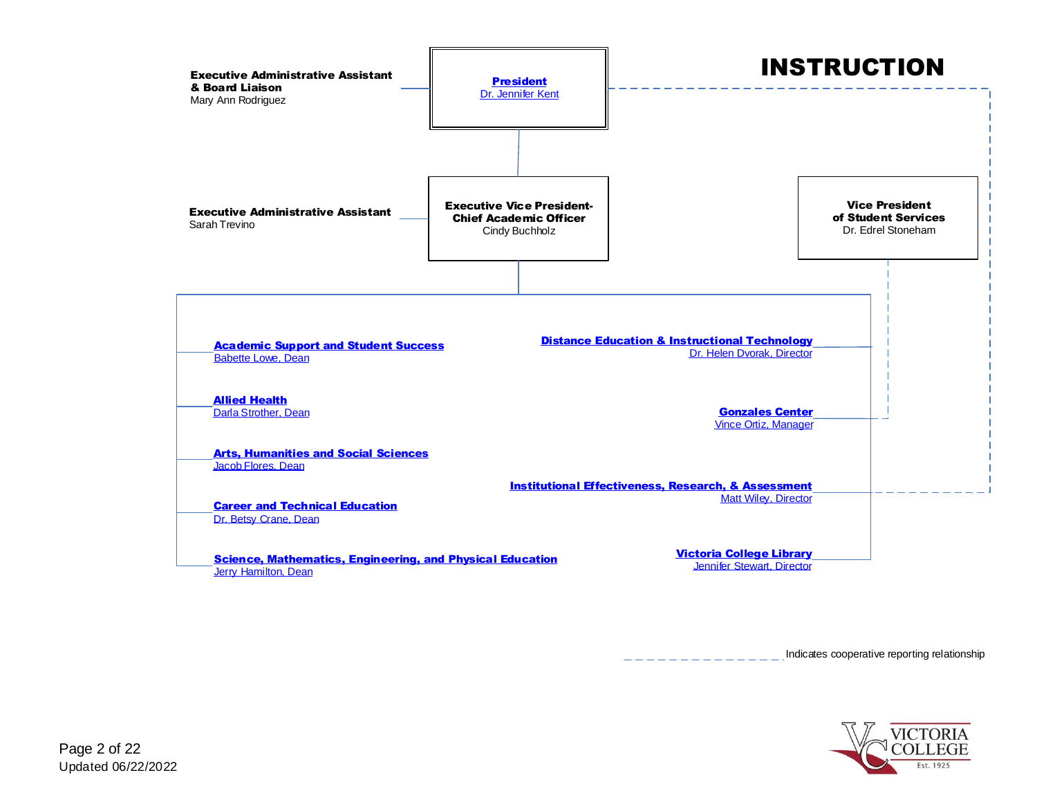# INSTRUCTION

**President**
Dr. Jennifer Kent

**Executive Administrative Assistant & Board Liaison**
Mary Ann Rodriguez

**Executive Vice President-Chief Academic Officer**
Cindy Buchholz

**Executive Administrative Assistant**
Sarah Trevino

**Vice President of Student Services**
Dr. Edrel Stoneham

**Academic Support and Student Success**
Babette Lowe, Dean

**Allied Health**
Darla Strother, Dean

**Arts, Humanities and Social Sciences**
Jacob Flores, Dean

**Career and Technical Education**
Dr. Betsy Crane, Dean

**Science, Mathematics, Engineering, and Physical Education**
Jerry Hamilton, Dean

**Distance Education & Instructional Technology**
Dr. Helen Dvorak, Director

**Gonzales Center**
Vince Ortiz, Manager

**Institutional Effectiveness, Research, & Assessment**
Matt Wiley, Director

**Victoria College Library**
Jennifer Stewart, Director

- - - - - - - Indicates cooperative reporting relationship

Updated 06/22/2022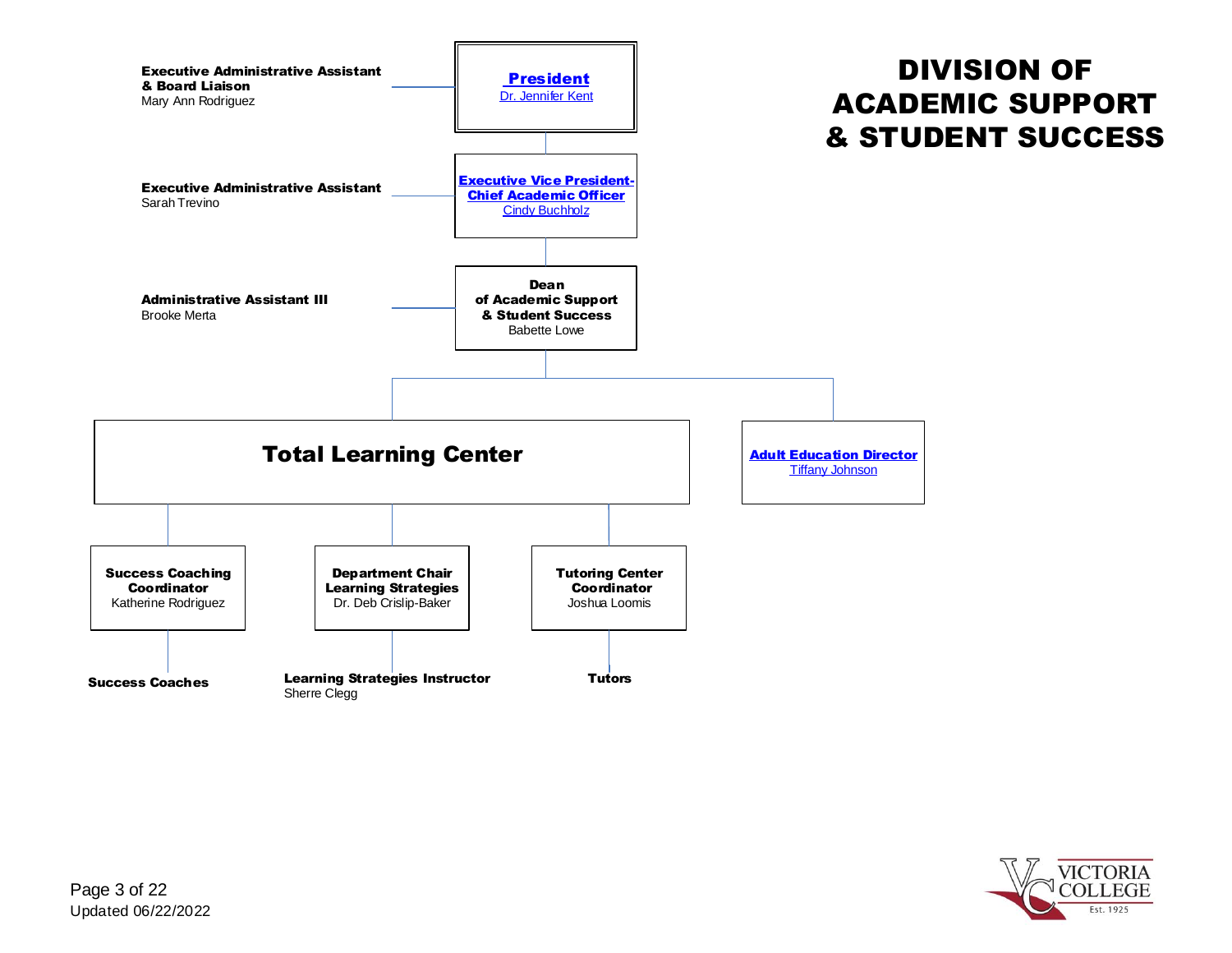# DIVISION OF ACADEMIC SUPPORT & STUDENT SUCCESS

**President**
Dr. Jennifer Kent

- **Executive Administrative Assistant & Board Liaison**
  Mary Ann Rodriguez

**Executive Vice President-Chief Academic Officer**
Cindy Buchholz

- **Executive Administrative Assistant**
  Sarah Trevino

**Dean of Academic Support & Student Success**
Babette Lowe

- **Administrative Assistant III**
  Brooke Merta

## Total Learning Center

- **Success Coaching Coordinator**
  Katherine Rodriguez
  - **Success Coaches**
- **Department Chair Learning Strategies**
  Dr. Deb Crislip-Baker
  - **Learning Strategies Instructor**
    Sherre Clegg
- **Tutoring Center Coordinator**
  Joshua Loomis
  - **Tutors**

**Adult Education Director**
Tiffany Johnson

Updated 06/22/2022

VICTORIA COLLEGE
Est. 1925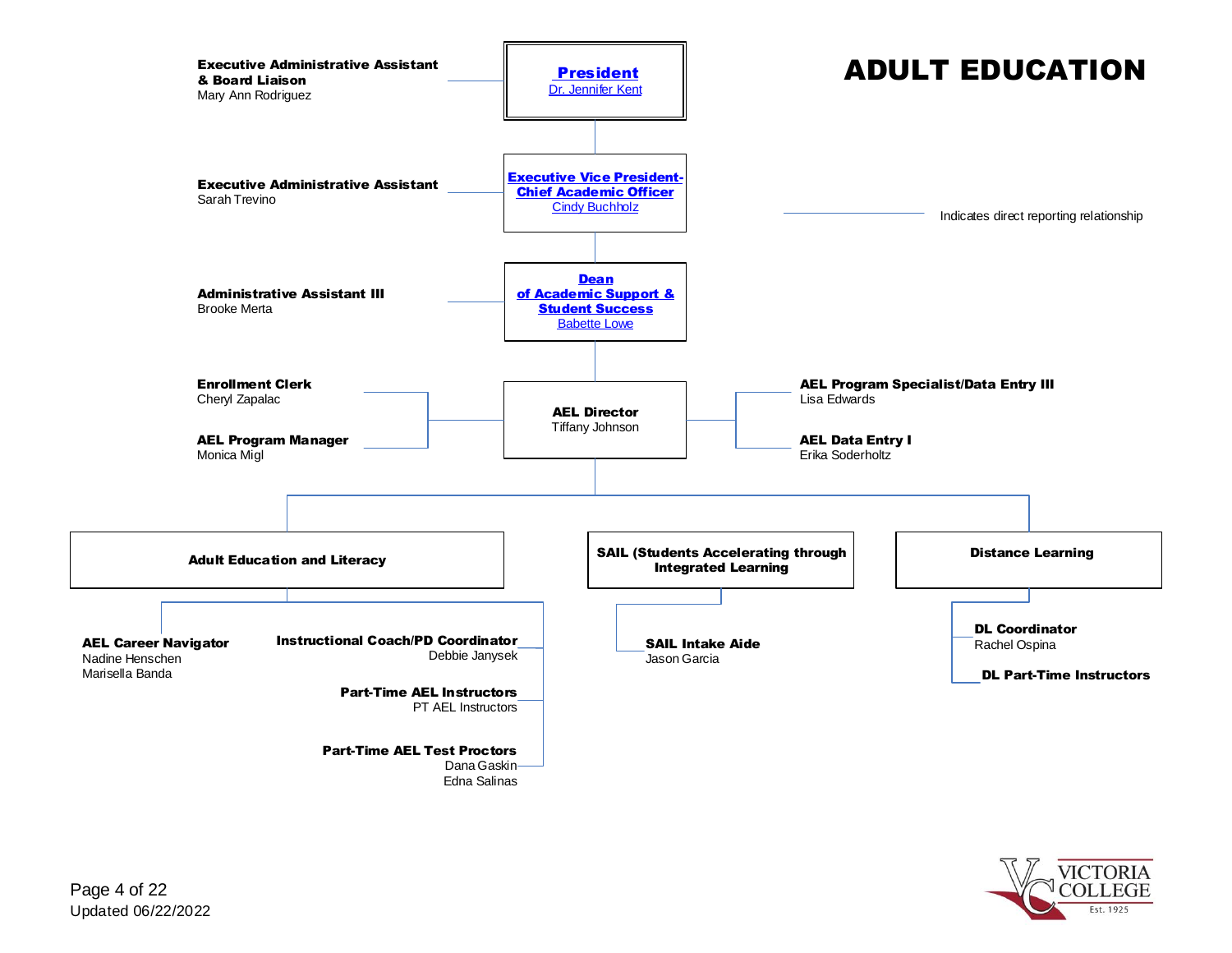# ADULT EDUCATION

**President**
Dr. Jennifer Kent

**Executive Administrative Assistant & Board Liaison**
Mary Ann Rodriguez

**Executive Vice President-Chief Academic Officer**
Cindy Buchholz

**Executive Administrative Assistant**
Sarah Trevino

Indicates direct reporting relationship

**Dean of Academic Support & Student Success**
Babette Lowe

**Administrative Assistant III**
Brooke Merta

**AEL Director**
Tiffany Johnson

**Enrollment Clerk**
Cheryl Zapalac

**AEL Program Manager**
Monica Migl

**AEL Program Specialist/Data Entry III**
Lisa Edwards

**AEL Data Entry I**
Erika Soderholtz

**Adult Education and Literacy**

- **AEL Career Navigator**
  Nadine Henschen
  Marisella Banda
- **Instructional Coach/PD Coordinator**
  Debbie Janysek
- **Part-Time AEL Instructors**
  PT AEL Instructors
- **Part-Time AEL Test Proctors**
  Dana Gaskin
  Edna Salinas

**SAIL (Students Accelerating through Integrated Learning**

- **SAIL Intake Aide**
  Jason Garcia

**Distance Learning**

- **DL Coordinator**
  Rachel Ospina
- **DL Part-Time Instructors**

Updated 06/22/2022

VICTORIA COLLEGE
Est. 1925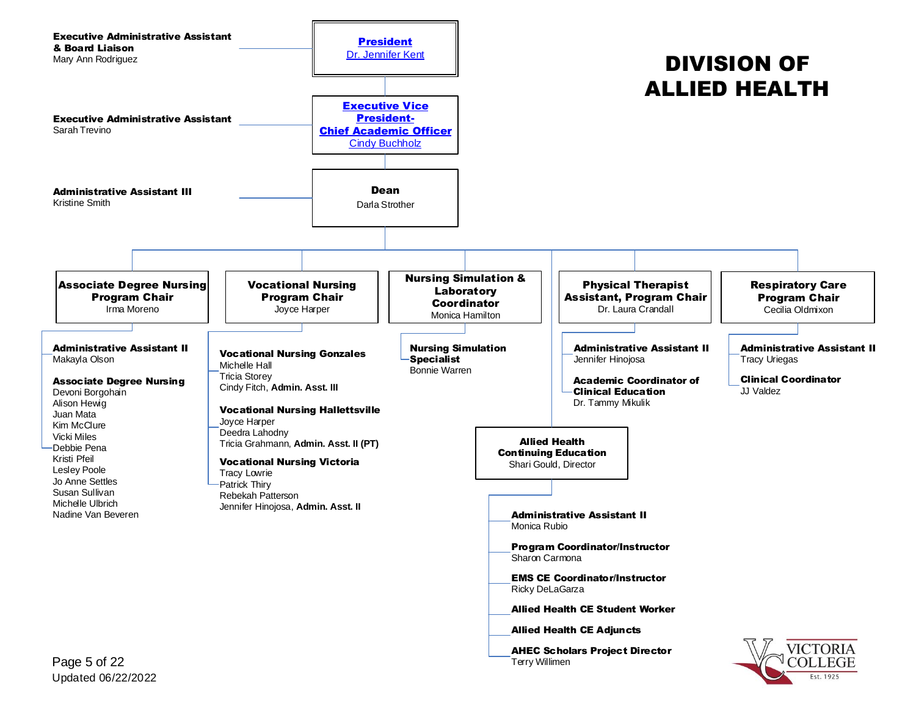# DIVISION OF ALLIED HEALTH

**President**
Dr. Jennifer Kent

- **Executive Administrative Assistant & Board Liaison**
  Mary Ann Rodriguez

**Executive Vice President- Chief Academic Officer**
Cindy Buchholz

- **Executive Administrative Assistant**
  Sarah Trevino

**Dean**
Darla Strother

- **Administrative Assistant III**
  Kristine Smith

## Associate Degree Nursing Program Chair
Irma Moreno

**Administrative Assistant II**
Makayla Olson

**Associate Degree Nursing**
Devoni Borgohain
Alison Hewig
Juan Mata
Kim McClure
Vicki Miles
Debbie Pena
Kristi Pfeil
Lesley Poole
Jo Anne Settles
Susan Sullivan
Michelle Ulbrich
Nadine Van Beveren

## Vocational Nursing Program Chair
Joyce Harper

**Vocational Nursing Gonzales**
Michelle Hall
Tricia Storey
Cindy Fitch, **Admin. Asst. III**

**Vocational Nursing Hallettsville**
Joyce Harper
Deedra Lahodny
Tricia Grahmann, **Admin. Asst. II (PT)**

**Vocational Nursing Victoria**
Tracy Lowrie
Patrick Thiry
Rebekah Patterson
Jennifer Hinojosa, **Admin. Asst. II**

## Nursing Simulation & Laboratory Coordinator
Monica Hamilton

**Nursing Simulation Specialist**
Bonnie Warren

## Physical Therapist Assistant, Program Chair
Dr. Laura Crandall

**Administrative Assistant II**
Jennifer Hinojosa

**Academic Coordinator of Clinical Education**
Dr. Tammy Mikulik

## Respiratory Care Program Chair
Cecilia Oldmixon

**Administrative Assistant II**
Tracy Uriegas

**Clinical Coordinator**
JJ Valdez

## Allied Health Continuing Education
Shari Gould, Director

**Administrative Assistant II**
Monica Rubio

**Program Coordinator/Instructor**
Sharon Carmona

**EMS CE Coordinator/Instructor**
Ricky DeLaGarza

**Allied Health CE Student Worker**

**Allied Health CE Adjuncts**

**AHEC Scholars Project Director**
Terry Willimen

Updated 06/22/2022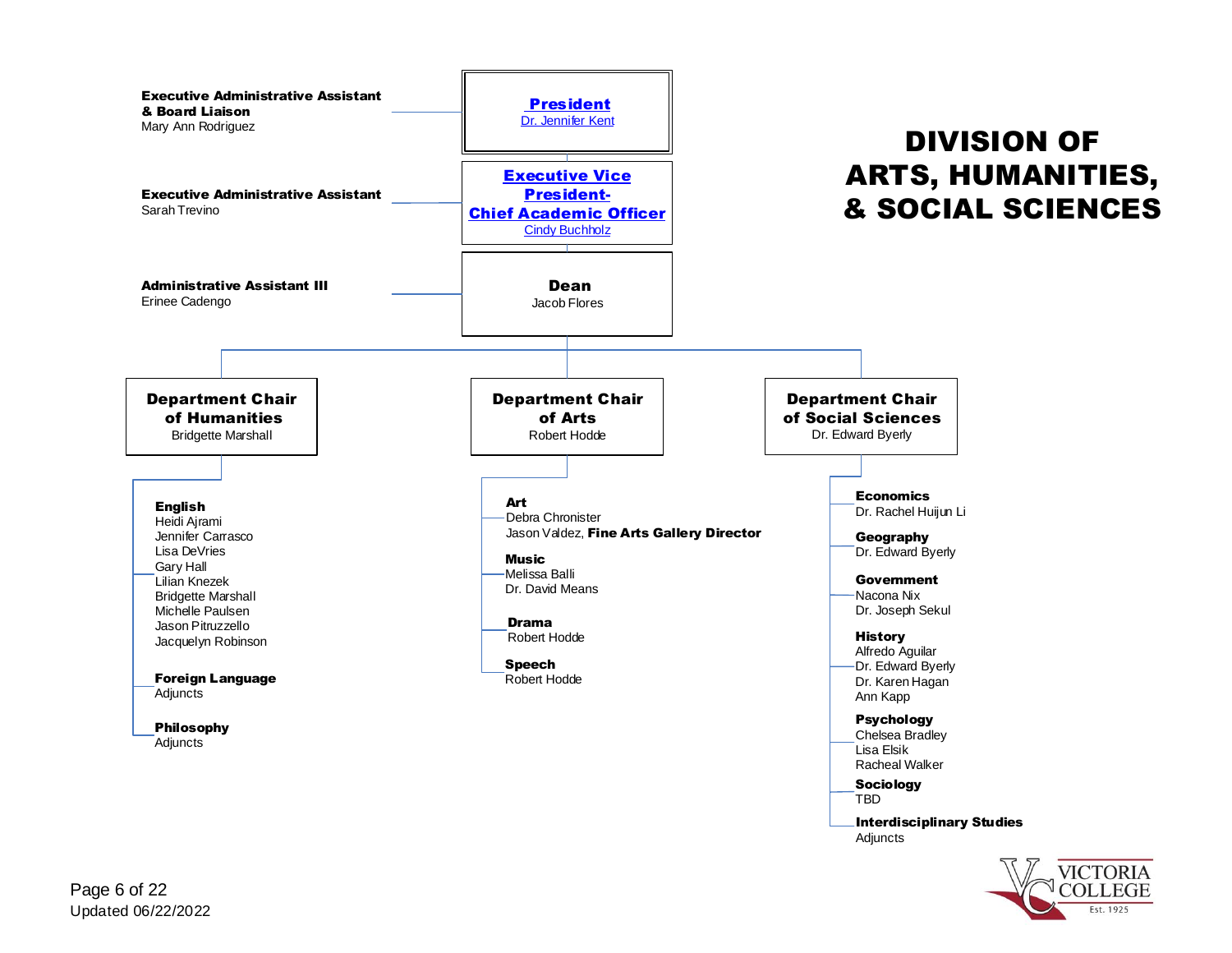# DIVISION OF ARTS, HUMANITIES, & SOCIAL SCIENCES

**President**
Dr. Jennifer Kent

- **Executive Administrative Assistant & Board Liaison**
  Mary Ann Rodriguez

**Executive Vice President-Chief Academic Officer**
Cindy Buchholz

- **Executive Administrative Assistant**
  Sarah Trevino

**Dean**
Jacob Flores

- **Administrative Assistant III**
  Erinee Cadengo

## Department Chair of Humanities
Bridgette Marshall

**English**
- Heidi Ajrami
- Jennifer Carrasco
- Lisa DeVries
- Gary Hall
- Lilian Knezek
- Bridgette Marshall
- Michelle Paulsen
- Jason Pitruzzello
- Jacquelyn Robinson

**Foreign Language**
- Adjuncts

**Philosophy**
- Adjuncts

## Department Chair of Arts
Robert Hodde

**Art**
- Debra Chronister
- Jason Valdez, **Fine Arts Gallery Director**

**Music**
- Melissa Balli
- Dr. David Means

**Drama**
- Robert Hodde

**Speech**
- Robert Hodde

## Department Chair of Social Sciences
Dr. Edward Byerly

**Economics**
- Dr. Rachel Huijun Li

**Geography**
- Dr. Edward Byerly

**Government**
- Nacona Nix
- Dr. Joseph Sekul

**History**
- Alfredo Aguilar
- Dr. Edward Byerly
- Dr. Karen Hagan
- Ann Kapp

**Psychology**
- Chelsea Bradley
- Lisa Elsik
- Racheal Walker

**Sociology**
- TBD

**Interdisciplinary Studies**
- Adjuncts

Updated 06/22/2022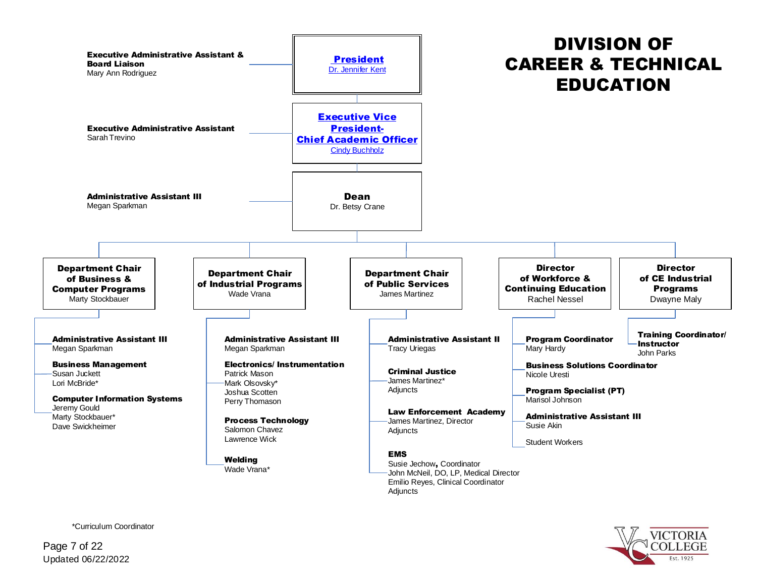# DIVISION OF CAREER & TECHNICAL EDUCATION

**President**
Dr. Jennifer Kent

- **Executive Administrative Assistant & Board Liaison**
  Mary Ann Rodriguez

**Executive Vice President- Chief Academic Officer**
Cindy Buchholz

- **Executive Administrative Assistant**
  Sarah Trevino

**Dean**
Dr. Betsy Crane

- **Administrative Assistant III**
  Megan Sparkman

## Department Chair of Business & Computer Programs
Marty Stockbauer

- **Administrative Assistant III**
  Megan Sparkman
- **Business Management**
  Susan Juckett
  Lori McBride*
- **Computer Information Systems**
  Jeremy Gould
  Marty Stockbauer*
  Dave Swickheimer

## Department Chair of Industrial Programs
Wade Vrana

- **Administrative Assistant III**
  Megan Sparkman
- **Electronics/ Instrumentation**
  Patrick Mason
  Mark Olsovsky*
  Joshua Scotten
  Perry Thomason
- **Process Technology**
  Salomon Chavez
  Lawrence Wick
- **Welding**
  Wade Vrana*

## Department Chair of Public Services
James Martinez

- **Administrative Assistant II**
  Tracy Uriegas
- **Criminal Justice**
  James Martinez*
  Adjuncts
- **Law Enforcement Academy**
  James Martinez, Director
  Adjuncts
- **EMS**
  Susie Jechow, Coordinator
  John McNeil, DO, LP, Medical Director
  Emilio Reyes, Clinical Coordinator
  Adjuncts

## Director of Workforce & Continuing Education
Rachel Nessel

- **Program Coordinator**
  Mary Hardy
- **Business Solutions Coordinator**
  Nicole Uresti
- **Program Specialist (PT)**
  Marisol Johnson
- **Administrative Assistant III**
  Susie Akin
- Student Workers

## Director of CE Industrial Programs
Dwayne Maly

- **Training Coordinator/ Instructor**
  John Parks

*Curriculum Coordinator

Updated 06/22/2022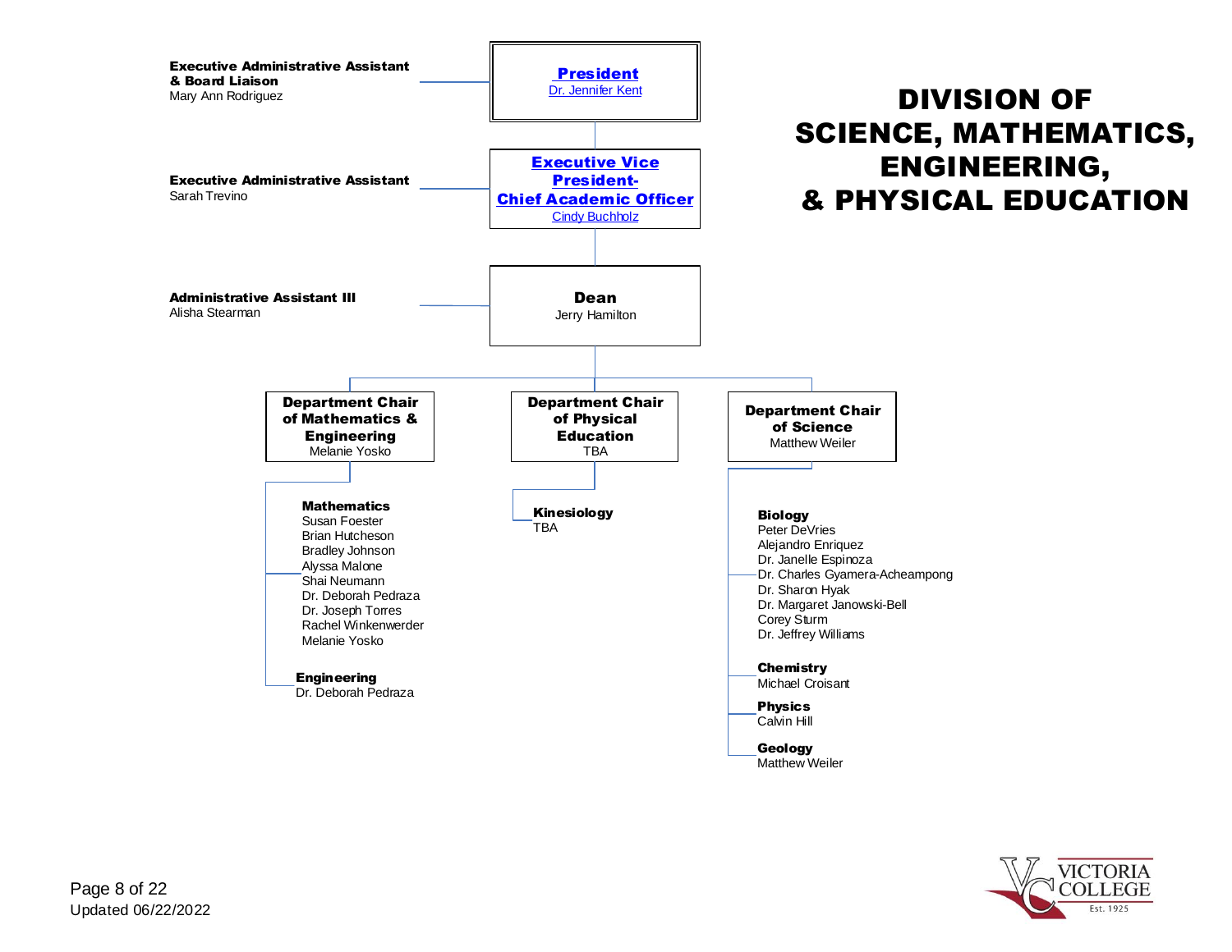# DIVISION OF SCIENCE, MATHEMATICS, ENGINEERING, & PHYSICAL EDUCATION

**President**
Dr. Jennifer Kent

**Executive Administrative Assistant & Board Liaison**
Mary Ann Rodriguez

**Executive Vice President- Chief Academic Officer**
Cindy Buchholz

**Executive Administrative Assistant**
Sarah Trevino

**Dean**
Jerry Hamilton

**Administrative Assistant III**
Alisha Stearman

**Department Chair of Mathematics & Engineering**
Melanie Yosko

- **Mathematics**
  - Susan Foester
  - Brian Hutcheson
  - Bradley Johnson
  - Alyssa Malone
  - Shai Neumann
  - Dr. Deborah Pedraza
  - Dr. Joseph Torres
  - Rachel Winkenwerder
  - Melanie Yosko
- **Engineering**
  - Dr. Deborah Pedraza

**Department Chair of Physical Education**
TBA

- **Kinesiology**
  - TBA

**Department Chair of Science**
Matthew Weiler

- **Biology**
  - Peter DeVries
  - Alejandro Enriquez
  - Dr. Janelle Espinoza
  - Dr. Charles Gyamera-Acheampong
  - Dr. Sharon Hyak
  - Dr. Margaret Janowski-Bell
  - Corey Sturm
  - Dr. Jeffrey Williams
- **Chemistry**
  - Michael Croisant
- **Physics**
  - Calvin Hill
- **Geology**
  - Matthew Weiler

Updated 06/22/2022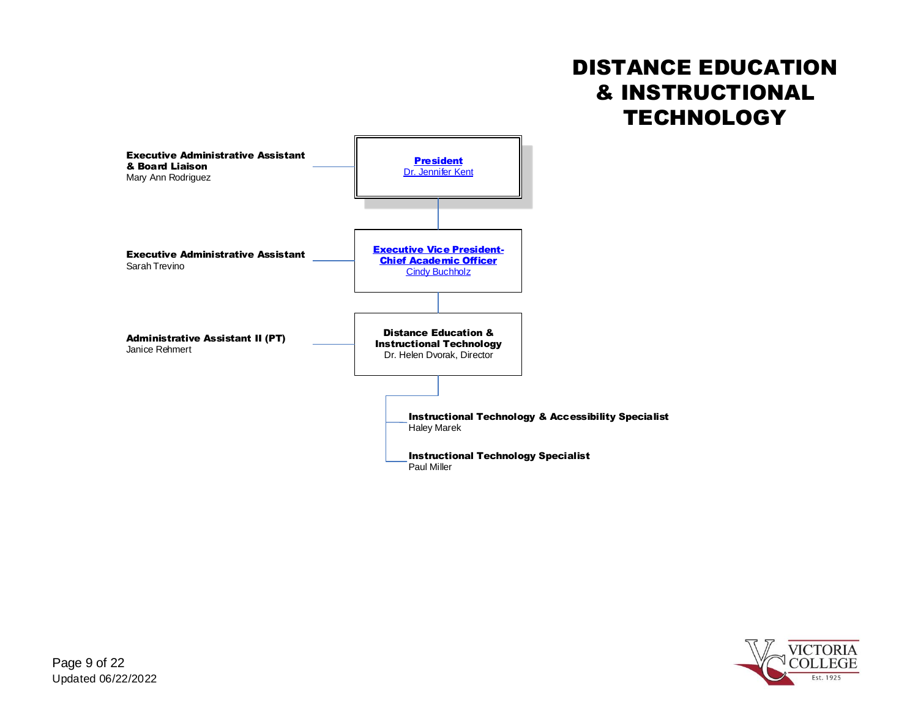# DISTANCE EDUCATION & INSTRUCTIONAL TECHNOLOGY

**Executive Administrative Assistant & Board Liaison**
Mary Ann Rodriguez

**President**
Dr. Jennifer Kent

**Executive Administrative Assistant**
Sarah Trevino

**Executive Vice President-Chief Academic Officer**
Cindy Buchholz

**Administrative Assistant II (PT)**
Janice Rehmert

**Distance Education & Instructional Technology**
Dr. Helen Dvorak, Director

- **Instructional Technology & Accessibility Specialist**
  Haley Marek
- **Instructional Technology Specialist**
  Paul Miller

Updated 06/22/2022

VICTORIA COLLEGE
Est. 1925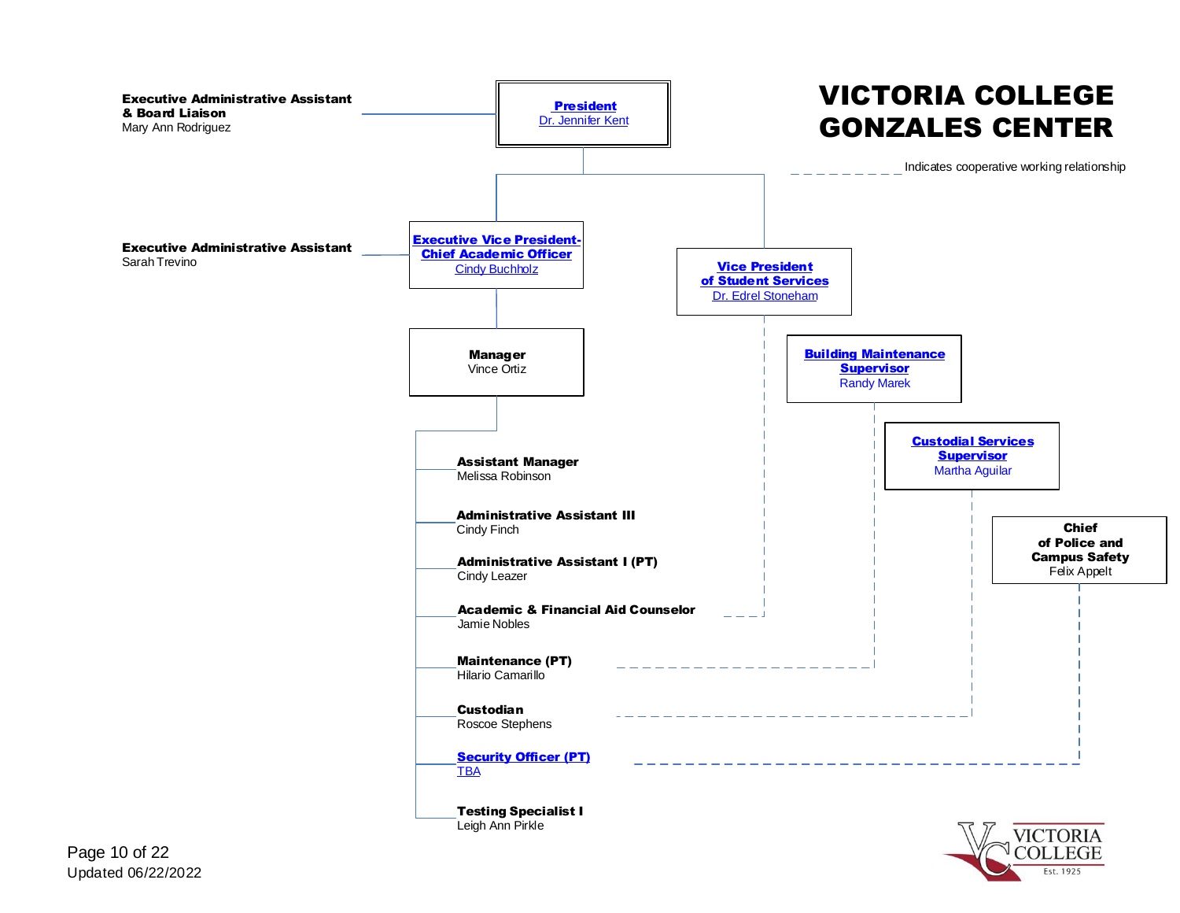# VICTORIA COLLEGE GONZALES CENTER

- - - - - - - - - Indicates cooperative working relationship

**President**
Dr. Jennifer Kent

- **Executive Administrative Assistant & Board Liaison** — Mary Ann Rodriguez

**Executive Vice President-Chief Academic Officer**
Cindy Buchholz

- **Executive Administrative Assistant** — Sarah Trevino

**Vice President of Student Services**
Dr. Edrel Stoneham

**Manager**
Vince Ortiz

- **Assistant Manager** — Melissa Robinson
- **Administrative Assistant III** — Cindy Finch
- **Administrative Assistant I (PT)** — Cindy Leazer
- **Academic & Financial Aid Counselor** — Jamie Nobles
- **Maintenance (PT)** — Hilario Camarillo
- **Custodian** — Roscoe Stephens
- **Security Officer (PT)** — TBA
- **Testing Specialist I** — Leigh Ann Pirkle

**Building Maintenance Supervisor**
Randy Marek

**Custodial Services Supervisor**
Martha Aguilar

**Chief of Police and Campus Safety**
Felix Appelt

Updated 06/22/2022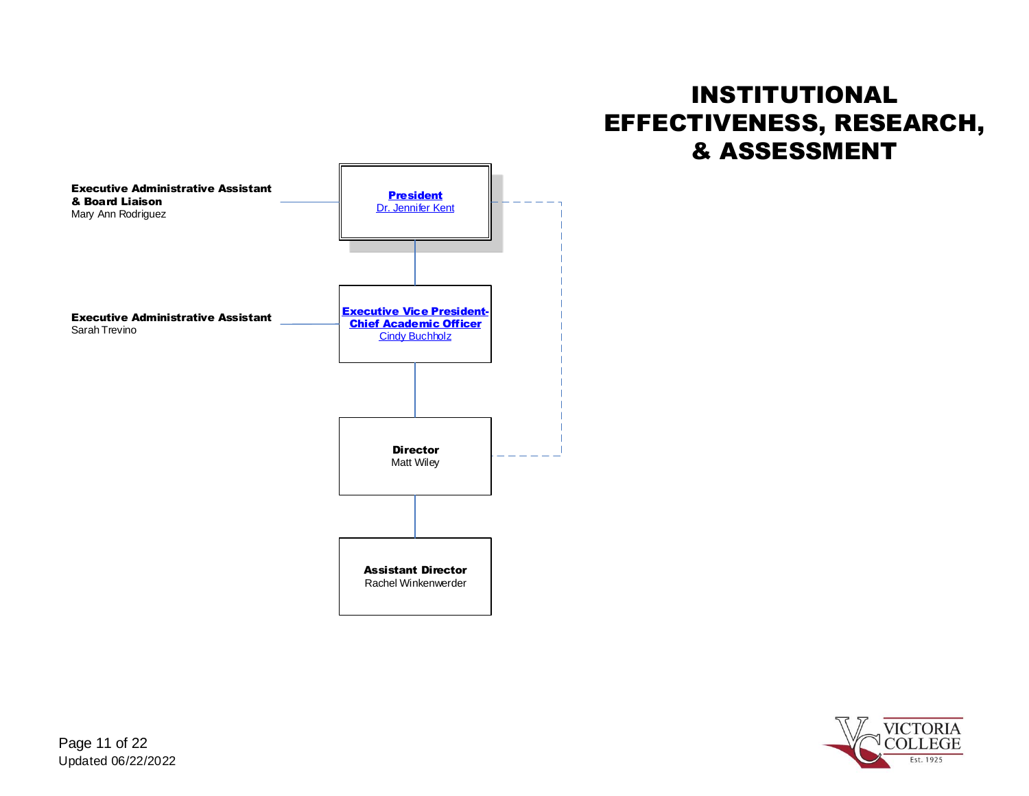# INSTITUTIONAL EFFECTIVENESS, RESEARCH, & ASSESSMENT

**Executive Administrative Assistant & Board Liaison**
Mary Ann Rodriguez

**President**
Dr. Jennifer Kent

**Executive Administrative Assistant**
Sarah Trevino

**Executive Vice President-Chief Academic Officer**
Cindy Buchholz

**Director**
Matt Wiley

**Assistant Director**
Rachel Winkenwerder

Updated 06/22/2022

VICTORIA COLLEGE
Est. 1925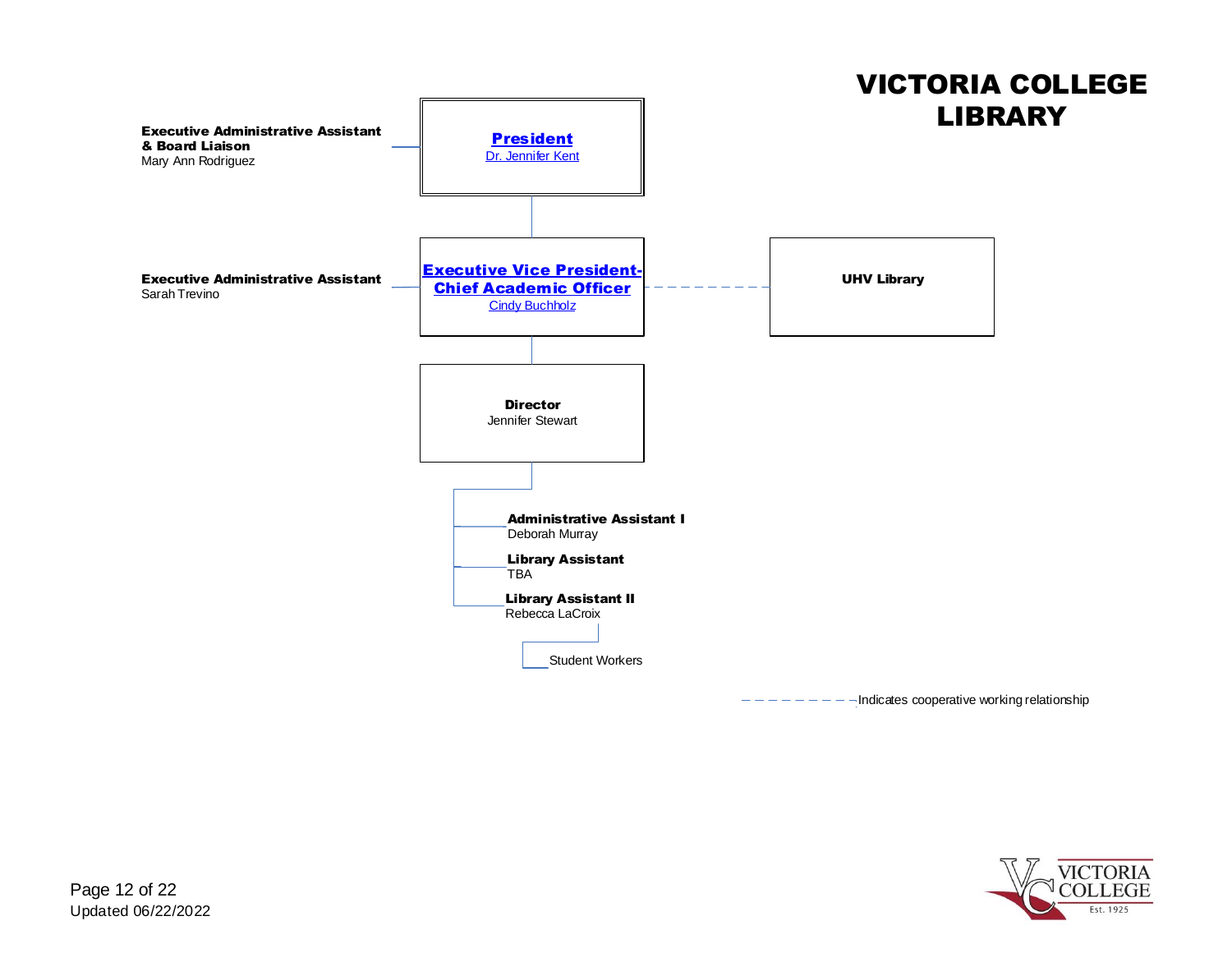# VICTORIA COLLEGE LIBRARY

**President**
Dr. Jennifer Kent

- **Executive Administrative Assistant & Board Liaison**
  Mary Ann Rodriguez

**Executive Vice President-Chief Academic Officer**
Cindy Buchholz

- **Executive Administrative Assistant**
  Sarah Trevino
- **UHV Library** (cooperative working relationship)

**Director**
Jennifer Stewart

- **Administrative Assistant I**
  Deborah Murray
- **Library Assistant**
  TBA
- **Library Assistant II**
  Rebecca LaCroix
  - Student Workers

– – – – – – – – Indicates cooperative working relationship

Updated 06/22/2022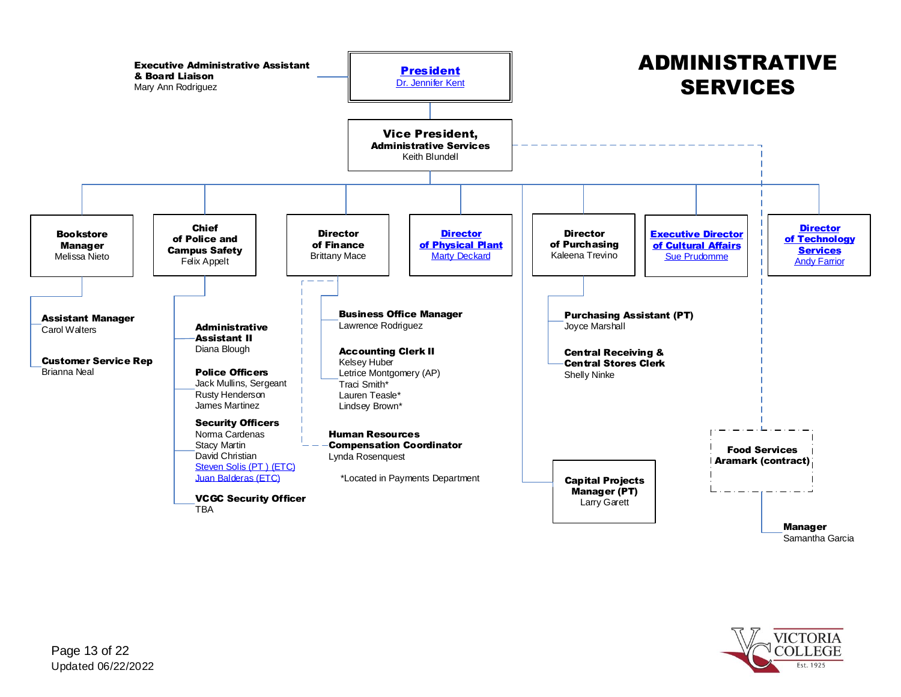# ADMINISTRATIVE SERVICES

**President**
Dr. Jennifer Kent

- **Executive Administrative Assistant & Board Liaison** — Mary Ann Rodriguez

**Vice President, Administrative Services**
Keith Blundell

## Bookstore Manager
Melissa Nieto

- **Assistant Manager** — Carol Walters
- **Customer Service Rep** — Brianna Neal

## Chief of Police and Campus Safety
Felix Appelt

- **Administrative Assistant II** — Diana Blough
- **Police Officers**
  - Jack Mullins, Sergeant
  - Rusty Henderson
  - James Martinez
- **Security Officers**
  - Norma Cardenas
  - Stacy Martin
  - David Christian
  - Steven Solis (PT ) (ETC)
  - Juan Balderas (ETC)
- **VCGC Security Officer** — TBA

## Director of Finance
Brittany Mace

- **Business Office Manager** — Lawrence Rodriguez
- **Accounting Clerk II**
  - Kelsey Huber
  - Letrice Montgomery (AP)
  - Traci Smith*
  - Lauren Teasle*
  - Lindsey Brown*
- **Human Resources Compensation Coordinator** — Lynda Rosenquest

*Located in Payments Department

## Director of Physical Plant
Marty Deckard

## Director of Purchasing
Kaleena Trevino

- **Purchasing Assistant (PT)** — Joyce Marshall
- **Central Receiving & Central Stores Clerk** — Shelly Ninke

## Capital Projects Manager (PT)
Larry Garett

## Executive Director of Cultural Affairs
Sue Prudomme

## Director of Technology Services
Andy Farrior

## Food Services Aramark (contract)

- **Manager** — Samantha Garcia

Updated 06/22/2022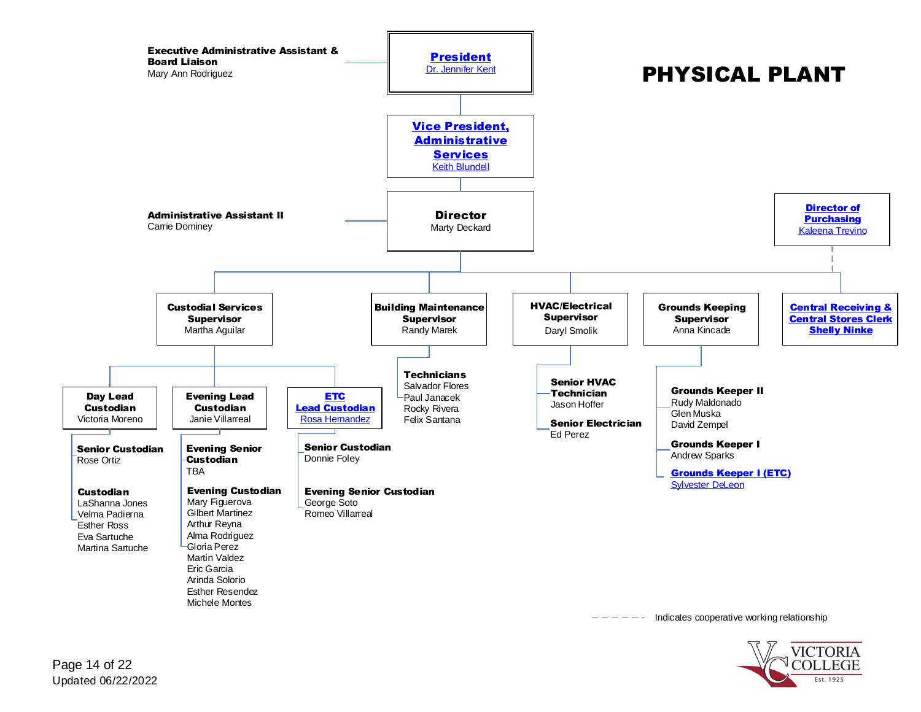# PHYSICAL PLANT

**President**
Dr. Jennifer Kent

**Executive Administrative Assistant & Board Liaison**
Mary Ann Rodriguez

**Vice President, Administrative Services**
Keith Blundell

**Director**
Marty Deckard

**Administrative Assistant II**
Carrie Dominey

**Director of Purchasing**
Kaleena Trevino

## Custodial Services Supervisor
Martha Aguilar

### Day Lead Custodian
Victoria Moreno

**Senior Custodian**
Rose Ortiz

**Custodian**
- LaShanna Jones
- Velma Padierna
- Esther Ross
- Eva Sartuche
- Martina Sartuche

### Evening Lead Custodian
Janie Villarreal

**Evening Senior Custodian**
TBA

**Evening Custodian**
- Mary Figuerova
- Gilbert Martinez
- Arthur Reyna
- Alma Rodriguez
- Gloria Perez
- Martin Valdez
- Eric Garcia
- Arinda Solorio
- Esther Resendez
- Michele Montes

### ETC Lead Custodian
Rosa Hernandez

**Senior Custodian**
Donnie Foley

**Evening Senior Custodian**
- George Soto
- Romeo Villarreal

## Building Maintenance Supervisor
Randy Marek

**Technicians**
- Salvador Flores
- Paul Janacek
- Rocky Rivera
- Felix Santana

## HVAC/Electrical Supervisor
Daryl Smolik

**Senior HVAC Technician**
Jason Hoffer

**Senior Electrician**
Ed Perez

## Grounds Keeping Supervisor
Anna Kincade

**Grounds Keeper II**
- Rudy Maldonado
- Glen Muska
- David Zempel

**Grounds Keeper I**
Andrew Sparks

**Grounds Keeper I (ETC)**
Sylvester DeLeon

## Central Receiving & Central Stores Clerk
Shelly Ninke

(Cooperative working relationship with Director of Purchasing)

– – – – – Indicates cooperative working relationship

Updated 06/22/2022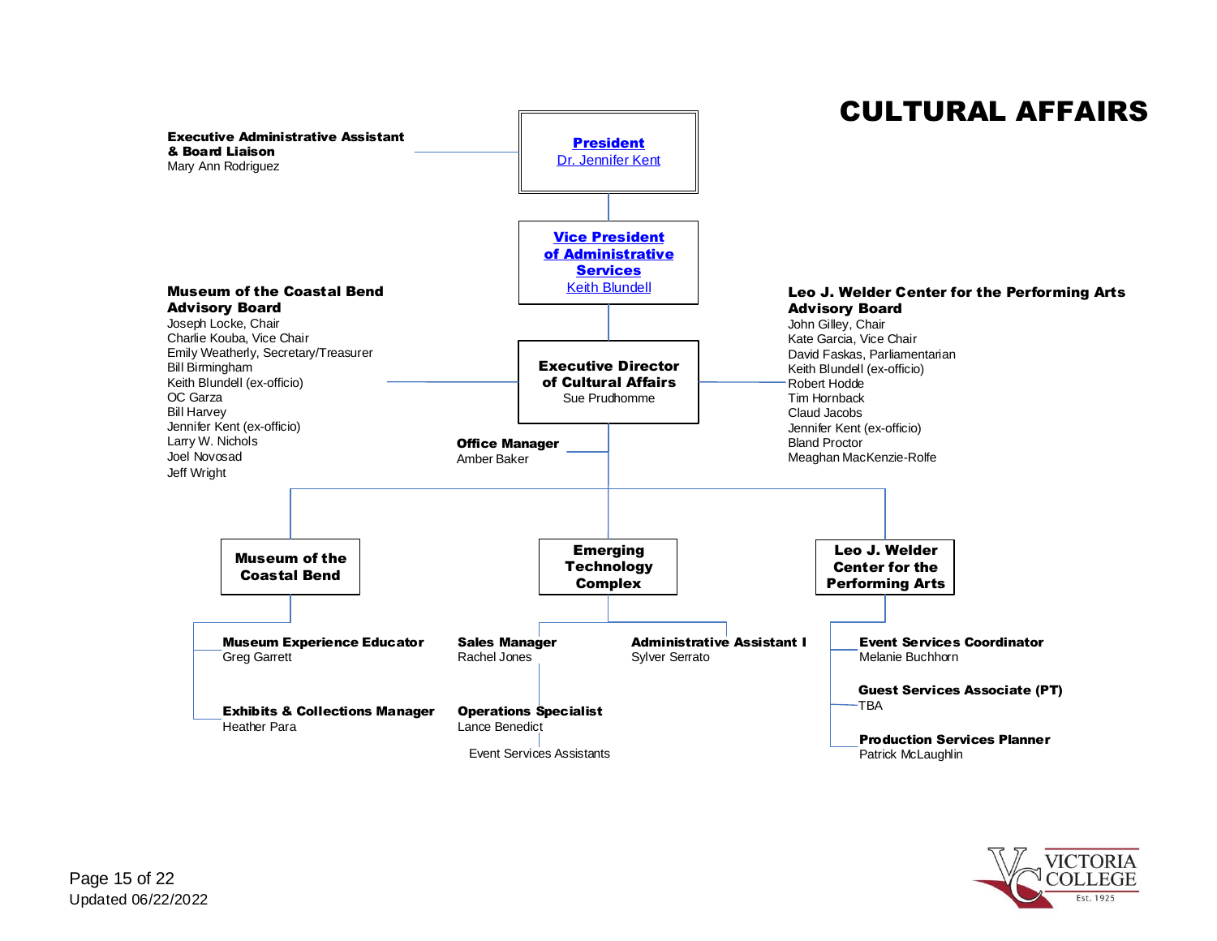# CULTURAL AFFAIRS

**President**
Dr. Jennifer Kent

**Executive Administrative Assistant & Board Liaison**
Mary Ann Rodriguez

**Vice President of Administrative Services**
Keith Blundell

**Executive Director of Cultural Affairs**
Sue Prudhomme

**Office Manager**
Amber Baker

**Museum of the Coastal Bend Advisory Board**
- Joseph Locke, Chair
- Charlie Kouba, Vice Chair
- Emily Weatherly, Secretary/Treasurer
- Bill Birmingham
- Keith Blundell (ex-officio)
- OC Garza
- Bill Harvey
- Jennifer Kent (ex-officio)
- Larry W. Nichols
- Joel Novosad
- Jeff Wright

**Leo J. Welder Center for the Performing Arts Advisory Board**
- John Gilley, Chair
- Kate Garcia, Vice Chair
- David Faskas, Parliamentarian
- Keith Blundell (ex-officio)
- Robert Hodde
- Tim Hornback
- Claud Jacobs
- Jennifer Kent (ex-officio)
- Bland Proctor
- Meaghan MacKenzie-Rolfe

## Museum of the Coastal Bend

- **Museum Experience Educator**
  Greg Garrett
- **Exhibits & Collections Manager**
  Heather Para

## Emerging Technology Complex

- **Sales Manager**
  Rachel Jones
  - **Operations Specialist**
    Lance Benedict
    - Event Services Assistants
- **Administrative Assistant I**
  Sylver Serrato

## Leo J. Welder Center for the Performing Arts

- **Event Services Coordinator**
  Melanie Buchhorn
- **Guest Services Associate (PT)**
  TBA
- **Production Services Planner**
  Patrick McLaughlin

Updated 06/22/2022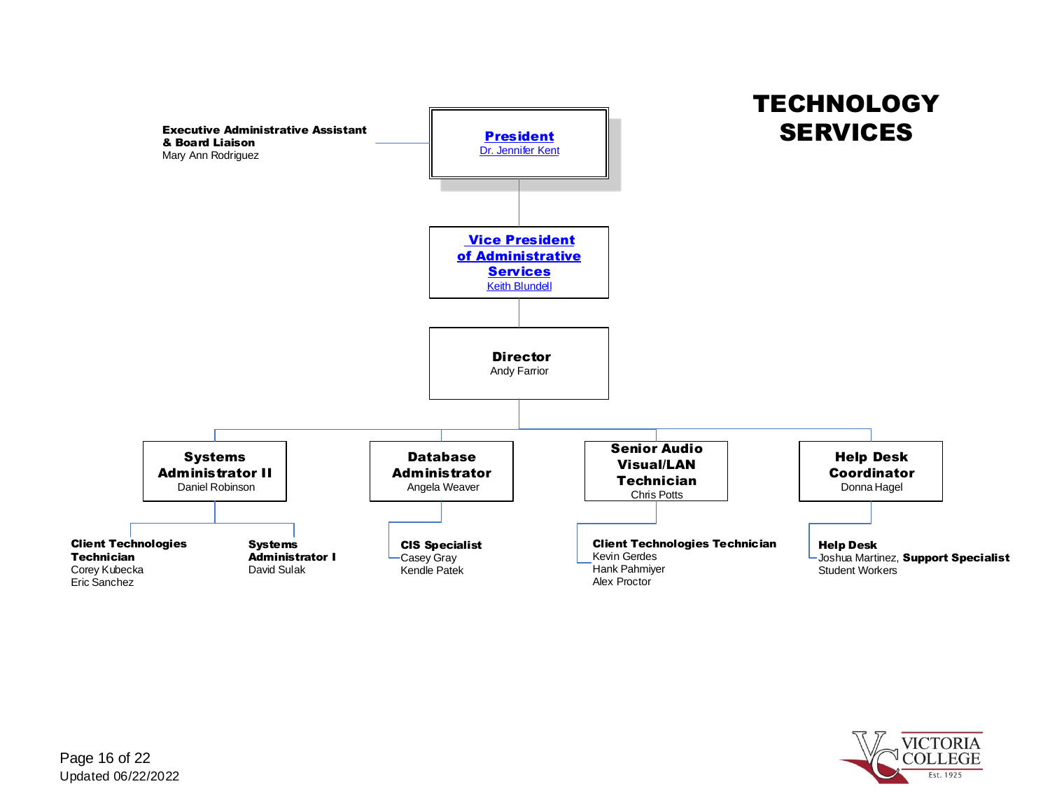# TECHNOLOGY SERVICES

**Executive Administrative Assistant & Board Liaison**
Mary Ann Rodriguez

**President**
Dr. Jennifer Kent

**Vice President of Administrative Services**
Keith Blundell

**Director**
Andy Farrior

**Systems Administrator II**
Daniel Robinson

- **Client Technologies Technician**
  Corey Kubecka
  Eric Sanchez
- **Systems Administrator I**
  David Sulak

**Database Administrator**
Angela Weaver

- **CIS Specialist**
  Casey Gray
  Kendle Patek

**Senior Audio Visual/LAN Technician**
Chris Potts

- **Client Technologies Technician**
  Kevin Gerdes
  Hank Pahmiyer
  Alex Proctor

**Help Desk Coordinator**
Donna Hagel

- **Help Desk**
  Joshua Martinez, **Support Specialist**
  Student Workers

Updated 06/22/2022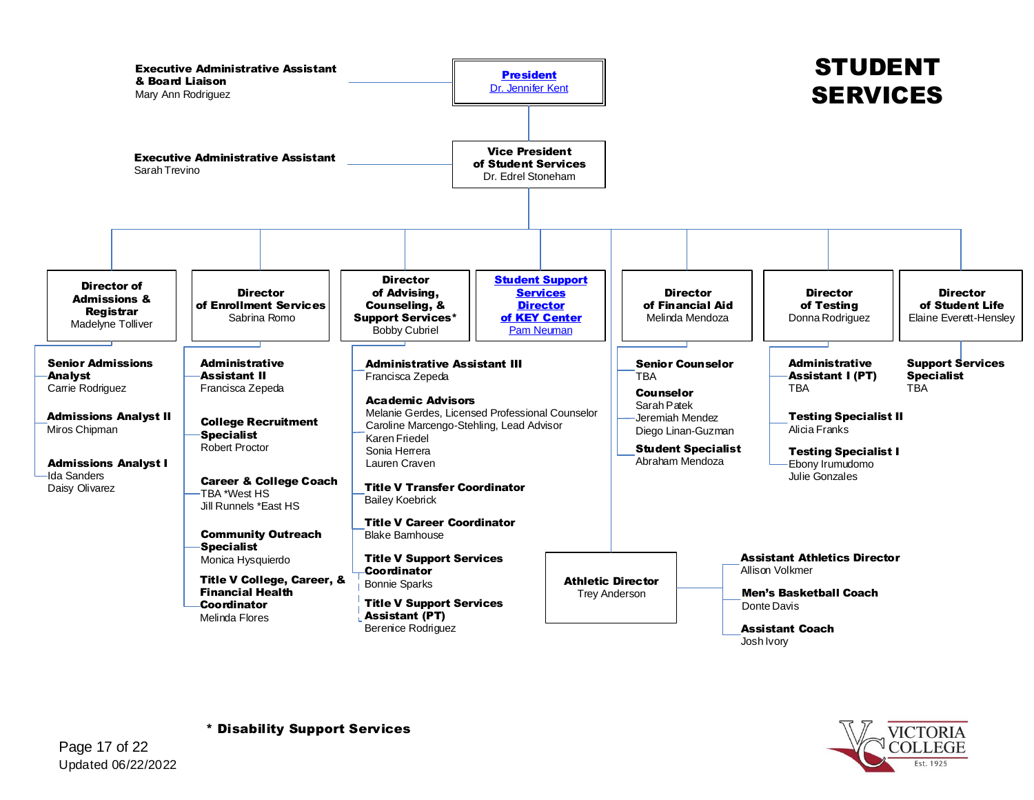# STUDENT SERVICES

**President**
Dr. Jennifer Kent

- **Executive Administrative Assistant & Board Liaison** — Mary Ann Rodriguez

**Vice President of Student Services**
Dr. Edrel Stoneham

- **Executive Administrative Assistant** — Sarah Trevino

## Director of Admissions & Registrar
Madelyne Tolliver

- **Senior Admissions Analyst** — Carrie Rodriguez
- **Admissions Analyst II** — Miros Chipman
- **Admissions Analyst I** — Ida Sanders, Daisy Olivarez

## Director of Enrollment Services
Sabrina Romo

- **Administrative Assistant II** — Francisca Zepeda
- **College Recruitment Specialist** — Robert Proctor
- **Career & College Coach** — TBA *West HS; Jill Runnels *East HS
- **Community Outreach Specialist** — Monica Hysquierdo
- **Title V College, Career, & Financial Health Coordinator** — Melinda Flores

## Director of Advising, Counseling, & Support Services*
Bobby Cubriel

- **Administrative Assistant III** — Francisca Zepeda
- **Academic Advisors** — Melanie Gerdes, Licensed Professional Counselor; Caroline Marengo-Stehling, Lead Advisor; Karen Friedel; Sonia Herrera; Lauren Craven
- **Title V Transfer Coordinator** — Bailey Koebrick
- **Title V Career Coordinator** — Blake Barnhouse
- **Title V Support Services Coordinator** — Bonnie Sparks
- **Title V Support Services Assistant (PT)** — Berenice Rodriguez

## Student Support Services Director of KEY Center
Pam Neuman

## Director of Financial Aid
Melinda Mendoza

- **Senior Counselor** — TBA
- **Counselor** — Sarah Patek, Jeremiah Mendez, Diego Linan-Guzman
- **Student Specialist** — Abraham Mendoza

## Director of Testing
Donna Rodriguez

- **Administrative Assistant I (PT)** — TBA
- **Testing Specialist II** — Alicia Franks
- **Testing Specialist I** — Ebony Irumudomo, Julie Gonzales

## Director of Student Life
Elaine Everett-Hensley

- **Support Services Specialist** — TBA

## Athletic Director
Trey Anderson

- **Assistant Athletics Director** — Allison Volkmer
- **Men's Basketball Coach** — Donte Davis
- **Assistant Coach** — Josh Ivory

\* Disability Support Services

Updated 06/22/2022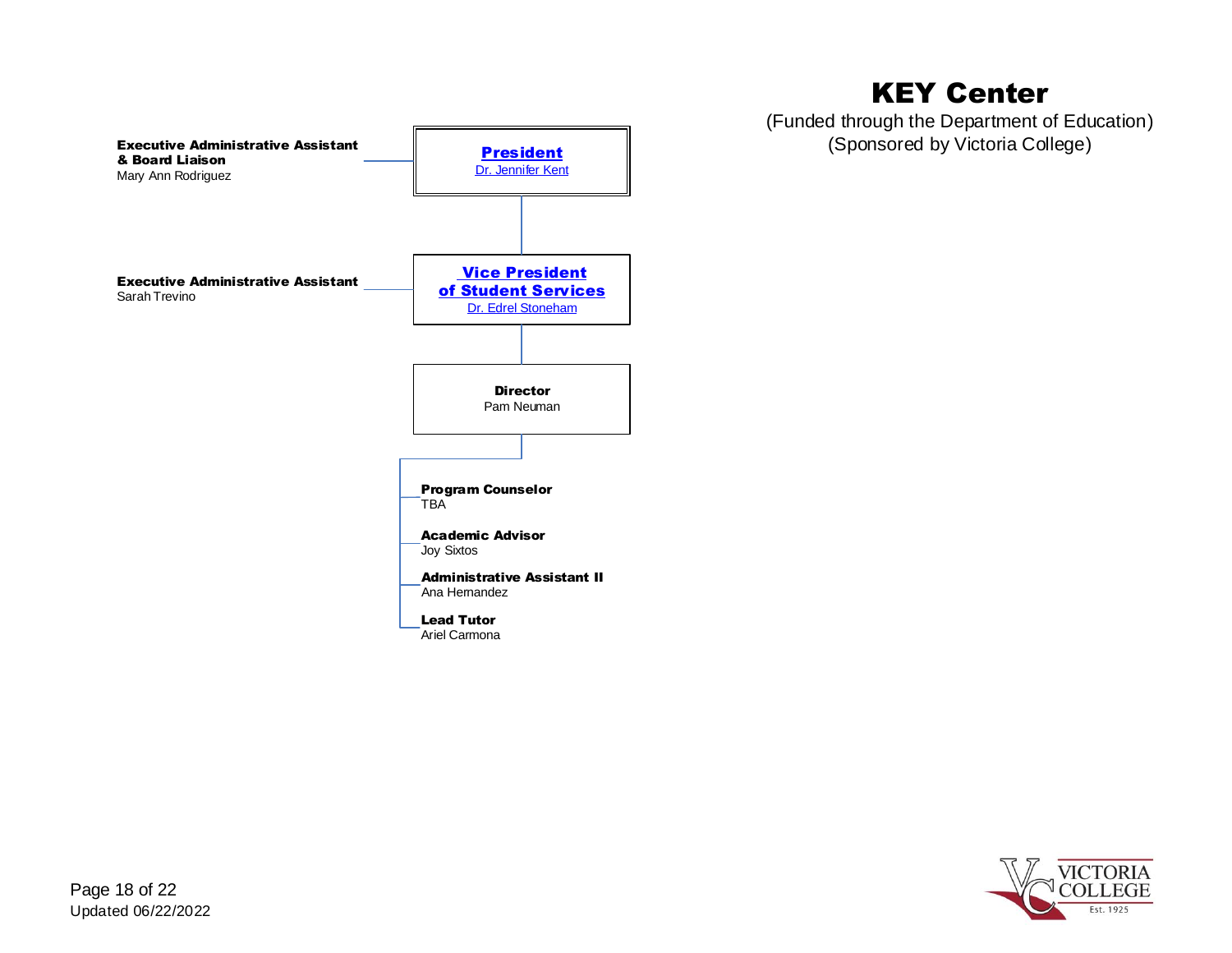# KEY Center

(Funded through the Department of Education)
(Sponsored by Victoria College)

**President**
Dr. Jennifer Kent

- **Executive Administrative Assistant & Board Liaison**
  Mary Ann Rodriguez

**Vice President of Student Services**
Dr. Edrel Stoneham

- **Executive Administrative Assistant**
  Sarah Trevino

**Director**
Pam Neuman

- **Program Counselor**
  TBA
- **Academic Advisor**
  Joy Sixtos
- **Administrative Assistant II**
  Ana Hernandez
- **Lead Tutor**
  Ariel Carmona

Updated 06/22/2022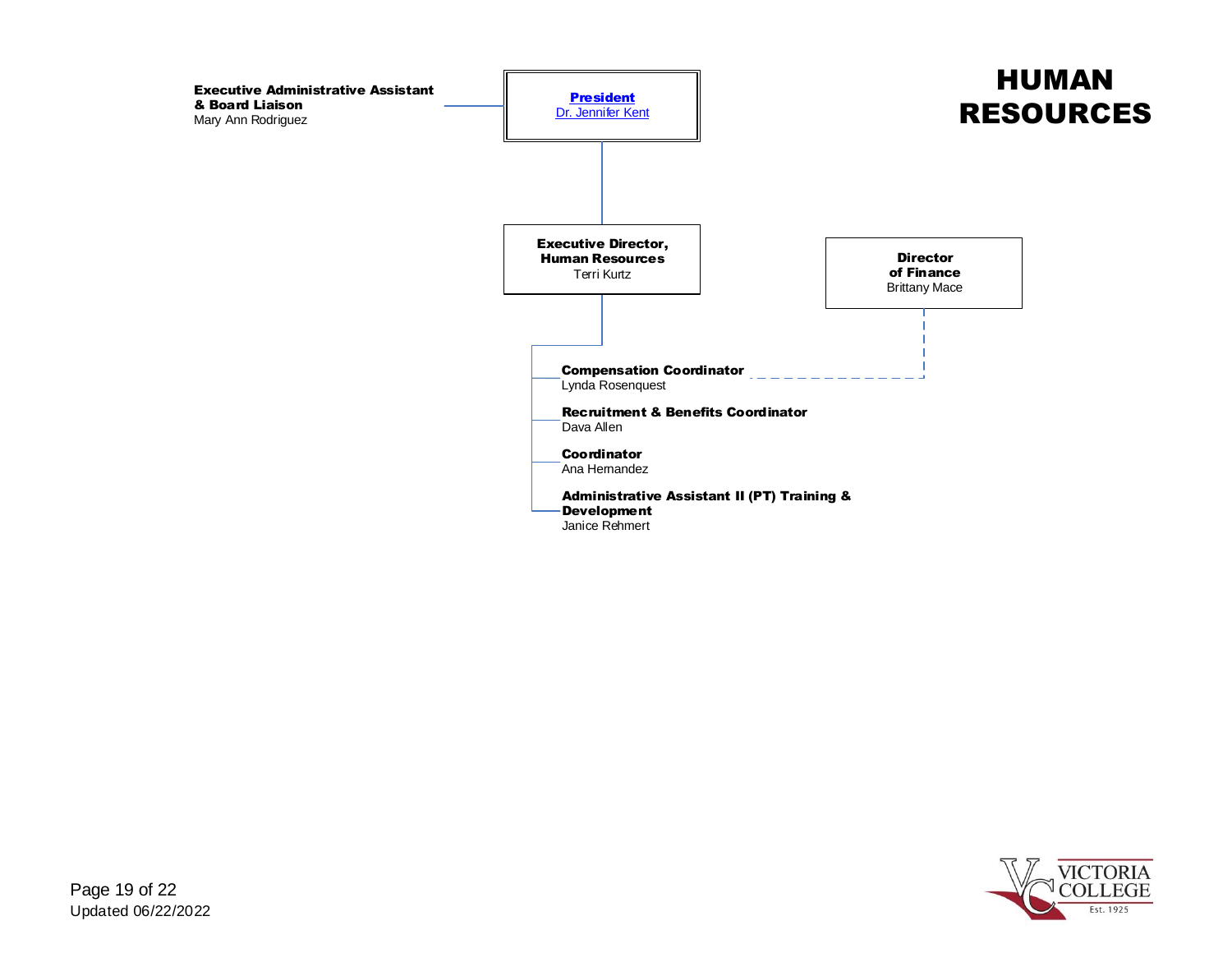# HUMAN RESOURCES

**[President](#)**
[Dr. Jennifer Kent](#)

- **Executive Administrative Assistant & Board Liaison**
  Mary Ann Rodriguez

- **Executive Director, Human Resources**
  Terri Kurtz
  - **Compensation Coordinator**
    Lynda Rosenquest
  - **Recruitment & Benefits Coordinator**
    Dava Allen
  - **Coordinator**
    Ana Hernandez
  - **Administrative Assistant II (PT) Training & Development**
    Janice Rehmert

**Director of Finance**
Brittany Mace
- (dotted line) **Compensation Coordinator** – Lynda Rosenquest

Updated 06/22/2022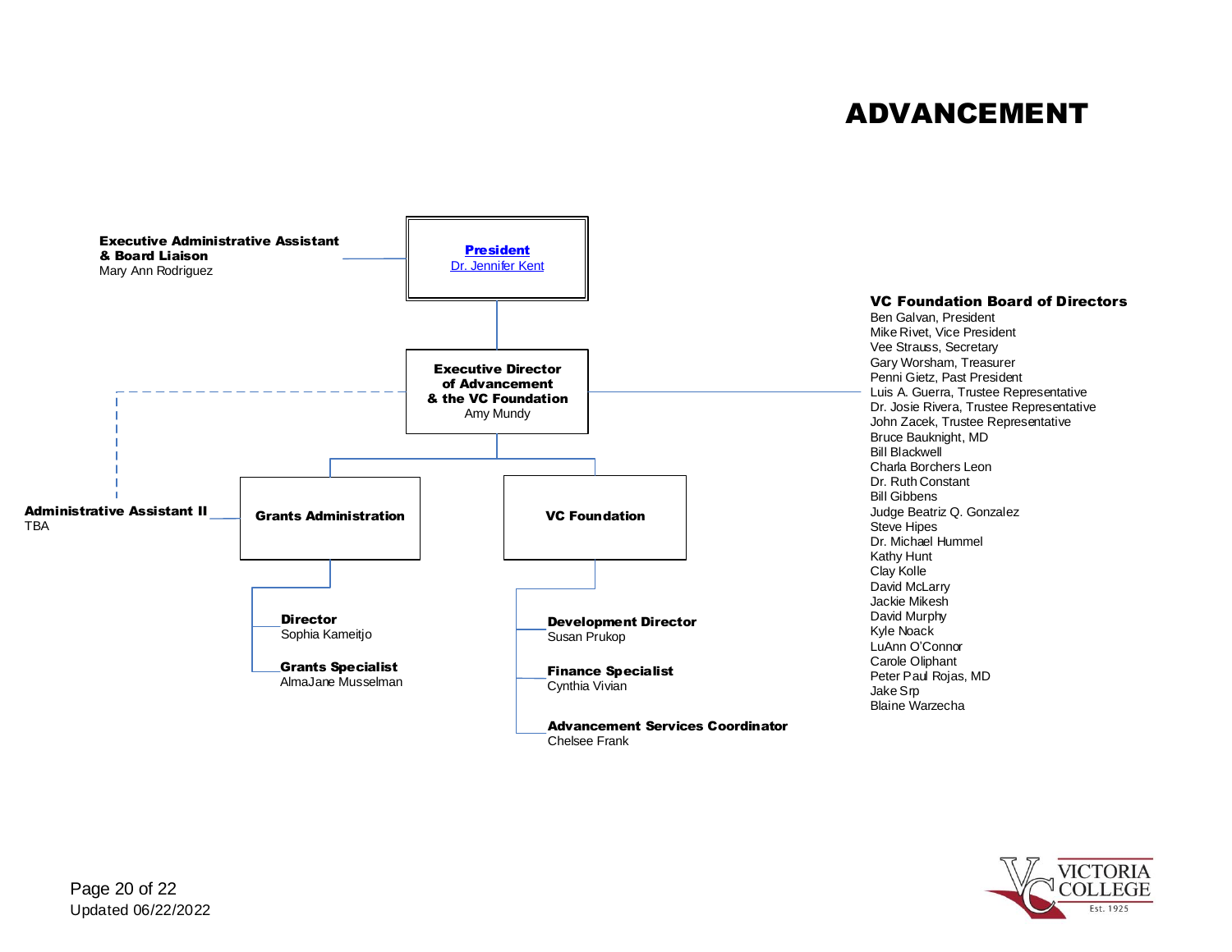# ADVANCEMENT

**Executive Administrative Assistant & Board Liaison**
Mary Ann Rodriguez

**[President](#)**
[Dr. Jennifer Kent](#)

**Executive Director of Advancement & the VC Foundation**
Amy Mundy

**Administrative Assistant II**
TBA

**Grants Administration**

- **Director**
  Sophia Kameitjo
- **Grants Specialist**
  AlmaJane Musselman

**VC Foundation**

- **Development Director**
  Susan Prukop
- **Finance Specialist**
  Cynthia Vivian
- **Advancement Services Coordinator**
  Chelsee Frank

**VC Foundation Board of Directors**

Ben Galvan, President
Mike Rivet, Vice President
Vee Strauss, Secretary
Gary Worsham, Treasurer
Penni Gietz, Past President
Luis A. Guerra, Trustee Representative
Dr. Josie Rivera, Trustee Representative
John Zacek, Trustee Representative
Bruce Bauknight, MD
Bill Blackwell
Charla Borchers Leon
Dr. Ruth Constant
Bill Gibbens
Judge Beatriz Q. Gonzalez
Steve Hipes
Dr. Michael Hummel
Kathy Hunt
Clay Kolle
David McLarry
Jackie Mikesh
David Murphy
Kyle Noack
LuAnn O'Connor
Carole Oliphant
Peter Paul Rojas, MD
Jake Srp
Blaine Warzecha

Updated 06/22/2022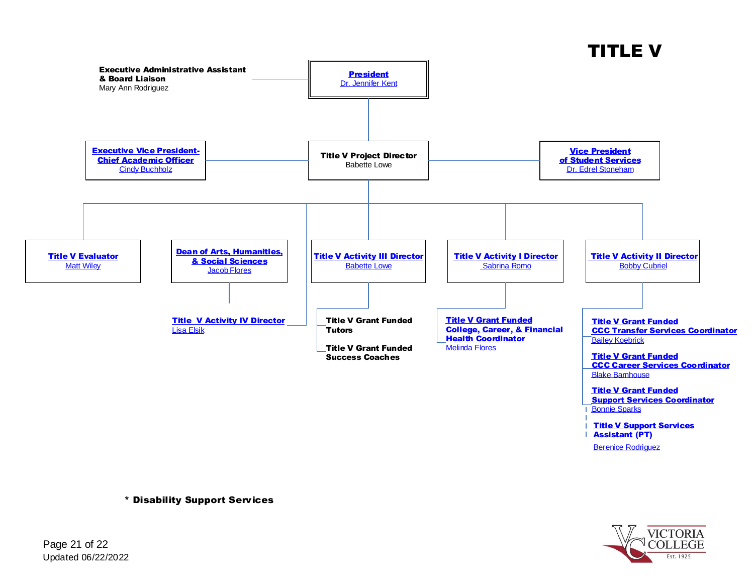# TITLE V

**Executive Administrative Assistant & Board Liaison**
Mary Ann Rodriguez

**President**
Dr. Jennifer Kent

- **Title V Project Director** — Babette Lowe
  - **Executive Vice President-Chief Academic Officer** — Cindy Buchholz
  - **Vice President of Student Services** — Dr. Edrel Stoneham
  - **Title V Evaluator** — Matt Wiley
  - **Dean of Arts, Humanities, & Social Sciences** — Jacob Flores
    - **Title V Activity IV Director** — Lisa Elsik
  - **Title V Activity III Director** — Babette Lowe
    - **Title V Grant Funded Tutors**
    - **Title V Grant Funded Success Coaches**
  - **Title V Activity I Director** — Sabrina Romo
    - **Title V Grant Funded College, Career, & Financial Health Coordinator** — Melinda Flores
  - **Title V Activity II Director** — Bobby Cubriel
    - **Title V Grant Funded CCC Transfer Services Coordinator** — Bailey Koebrick
    - **Title V Grant Funded CCC Career Services Coordinator** — Blake Barnhouse
    - **Title V Grant Funded Support Services Coordinator** — Bonnie Sparks
      - **Title V Support Services Assistant (PT)** — Berenice Rodriguez

**\* Disability Support Services**

Updated 06/22/2022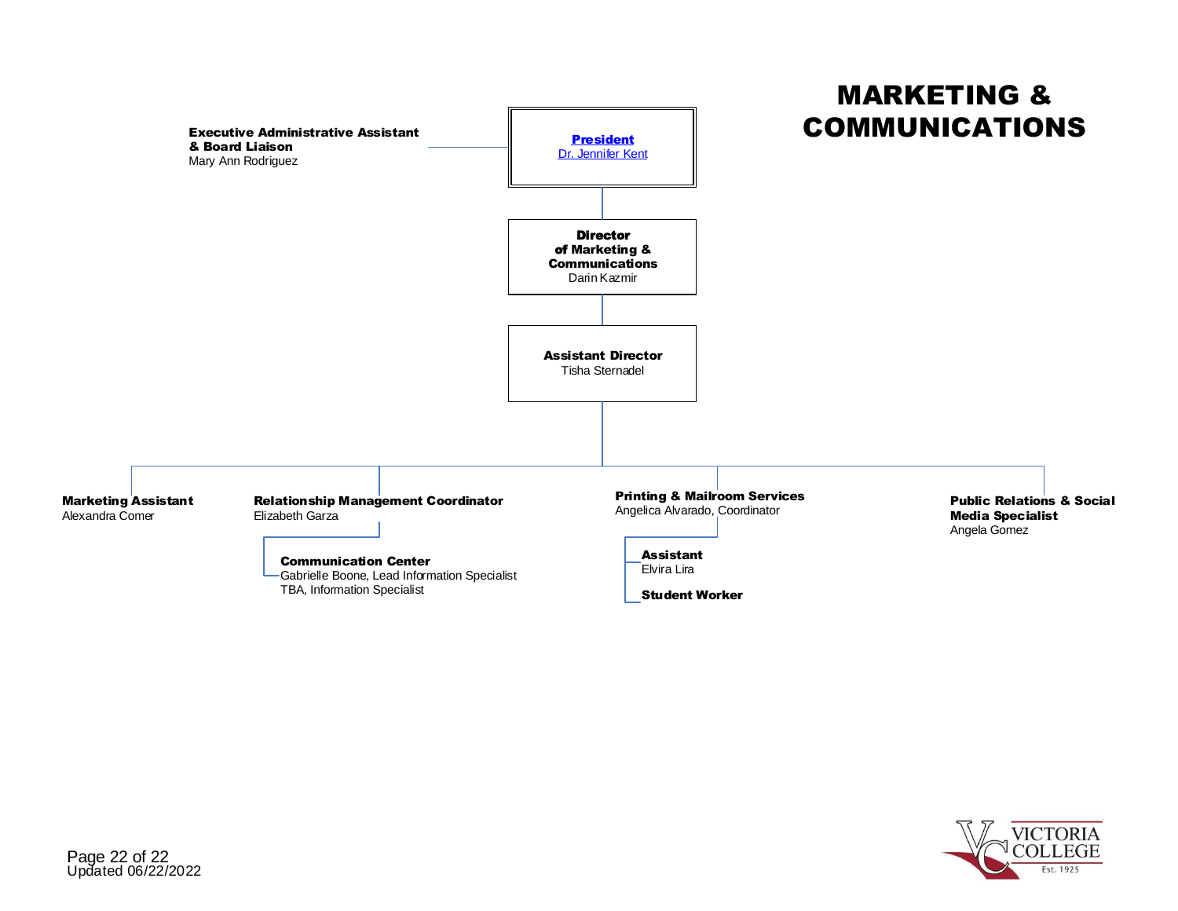# MARKETING & COMMUNICATIONS

**President**
Dr. Jennifer Kent

**Executive Administrative Assistant & Board Liaison**
Mary Ann Rodriguez

**Director of Marketing & Communications**
Darin Kazmir

**Assistant Director**
Tisha Sternadel

**Marketing Assistant**
Alexandra Comer

**Relationship Management Coordinator**
Elizabeth Garza

- **Communication Center**
  Gabrielle Boone, Lead Information Specialist
  TBA, Information Specialist

**Printing & Mailroom Services**
Angelica Alvarado, Coordinator

- **Assistant**
  Elvira Lira
- **Student Worker**

**Public Relations & Social Media Specialist**
Angela Gomez

Updated 06/22/2022